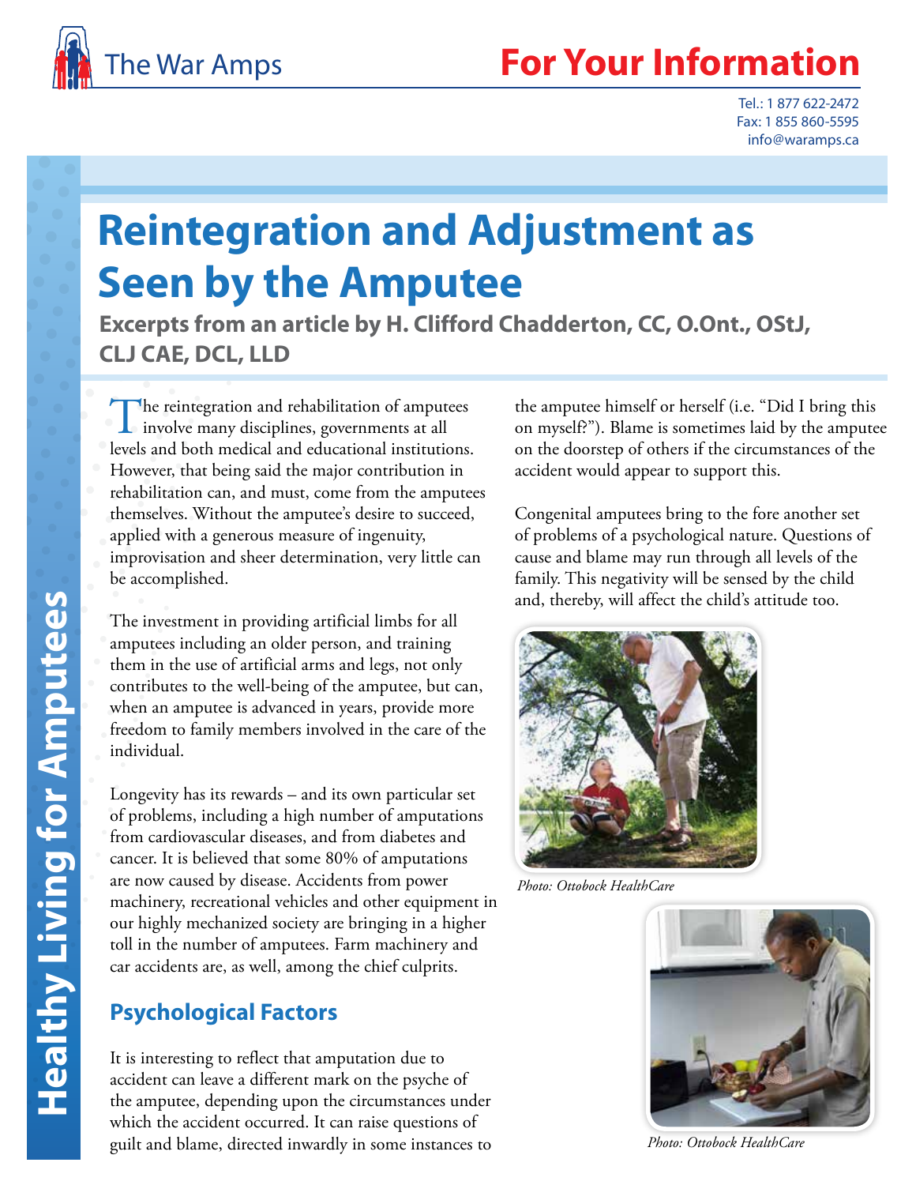The War Amps

**For Your Information**

Tel.: 1 877 622-2472
Fax: 1 855 860-5595
info@waramps.ca

Healthy Living for Amputees

# Reintegration and Adjustment as Seen by the Amputee

**Excerpts from an article by H. Clifford Chadderton, CC, O.Ont., OStJ, CLJ CAE, DCL, LLD**

The reintegration and rehabilitation of amputees involve many disciplines, governments at all levels and both medical and educational institutions. However, that being said the major contribution in rehabilitation can, and must, come from the amputees themselves. Without the amputee's desire to succeed, applied with a generous measure of ingenuity, improvisation and sheer determination, very little can be accomplished.

The investment in providing artificial limbs for all amputees including an older person, and training them in the use of artificial arms and legs, not only contributes to the well-being of the amputee, but can, when an amputee is advanced in years, provide more freedom to family members involved in the care of the individual.

Longevity has its rewards – and its own particular set of problems, including a high number of amputations from cardiovascular diseases, and from diabetes and cancer. It is believed that some 80% of amputations are now caused by disease. Accidents from power machinery, recreational vehicles and other equipment in our highly mechanized society are bringing in a higher toll in the number of amputees. Farm machinery and car accidents are, as well, among the chief culprits.

## Psychological Factors

It is interesting to reflect that amputation due to accident can leave a different mark on the psyche of the amputee, depending upon the circumstances under which the accident occurred. It can raise questions of guilt and blame, directed inwardly in some instances to the amputee himself or herself (i.e. "Did I bring this on myself?"). Blame is sometimes laid by the amputee on the doorstep of others if the circumstances of the accident would appear to support this.

Congenital amputees bring to the fore another set of problems of a psychological nature. Questions of cause and blame may run through all levels of the family. This negativity will be sensed by the child and, thereby, will affect the child's attitude too.

*Photo: Ottobock HealthCare*

*Photo: Ottobock HealthCare*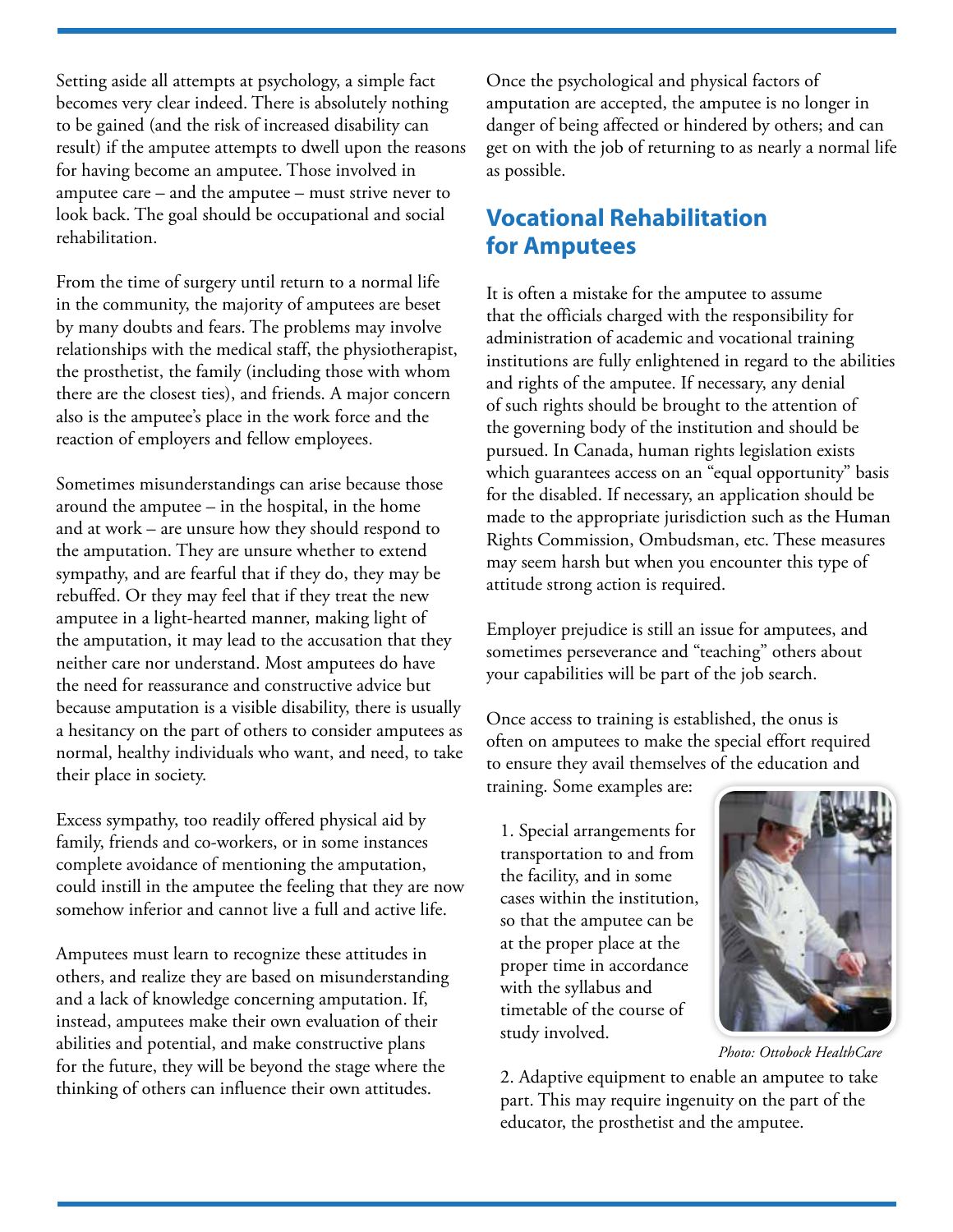Setting aside all attempts at psychology, a simple fact becomes very clear indeed. There is absolutely nothing to be gained (and the risk of increased disability can result) if the amputee attempts to dwell upon the reasons for having become an amputee. Those involved in amputee care – and the amputee – must strive never to look back. The goal should be occupational and social rehabilitation.

From the time of surgery until return to a normal life in the community, the majority of amputees are beset by many doubts and fears. The problems may involve relationships with the medical staff, the physiotherapist, the prosthetist, the family (including those with whom there are the closest ties), and friends. A major concern also is the amputee's place in the work force and the reaction of employers and fellow employees.

Sometimes misunderstandings can arise because those around the amputee – in the hospital, in the home and at work – are unsure how they should respond to the amputation. They are unsure whether to extend sympathy, and are fearful that if they do, they may be rebuffed. Or they may feel that if they treat the new amputee in a light-hearted manner, making light of the amputation, it may lead to the accusation that they neither care nor understand. Most amputees do have the need for reassurance and constructive advice but because amputation is a visible disability, there is usually a hesitancy on the part of others to consider amputees as normal, healthy individuals who want, and need, to take their place in society.

Excess sympathy, too readily offered physical aid by family, friends and co-workers, or in some instances complete avoidance of mentioning the amputation, could instill in the amputee the feeling that they are now somehow inferior and cannot live a full and active life.

Amputees must learn to recognize these attitudes in others, and realize they are based on misunderstanding and a lack of knowledge concerning amputation. If, instead, amputees make their own evaluation of their abilities and potential, and make constructive plans for the future, they will be beyond the stage where the thinking of others can influence their own attitudes.

Once the psychological and physical factors of amputation are accepted, the amputee is no longer in danger of being affected or hindered by others; and can get on with the job of returning to as nearly a normal life as possible.

## Vocational Rehabilitation for Amputees

It is often a mistake for the amputee to assume that the officials charged with the responsibility for administration of academic and vocational training institutions are fully enlightened in regard to the abilities and rights of the amputee. If necessary, any denial of such rights should be brought to the attention of the governing body of the institution and should be pursued. In Canada, human rights legislation exists which guarantees access on an "equal opportunity" basis for the disabled. If necessary, an application should be made to the appropriate jurisdiction such as the Human Rights Commission, Ombudsman, etc. These measures may seem harsh but when you encounter this type of attitude strong action is required.

Employer prejudice is still an issue for amputees, and sometimes perseverance and "teaching" others about your capabilities will be part of the job search.

Once access to training is established, the onus is often on amputees to make the special effort required to ensure they avail themselves of the education and training. Some examples are:

1. Special arrangements for transportation to and from the facility, and in some cases within the institution, so that the amputee can be at the proper place at the proper time in accordance with the syllabus and timetable of the course of study involved.

*Photo: Ottobock HealthCare*

2. Adaptive equipment to enable an amputee to take part. This may require ingenuity on the part of the educator, the prosthetist and the amputee.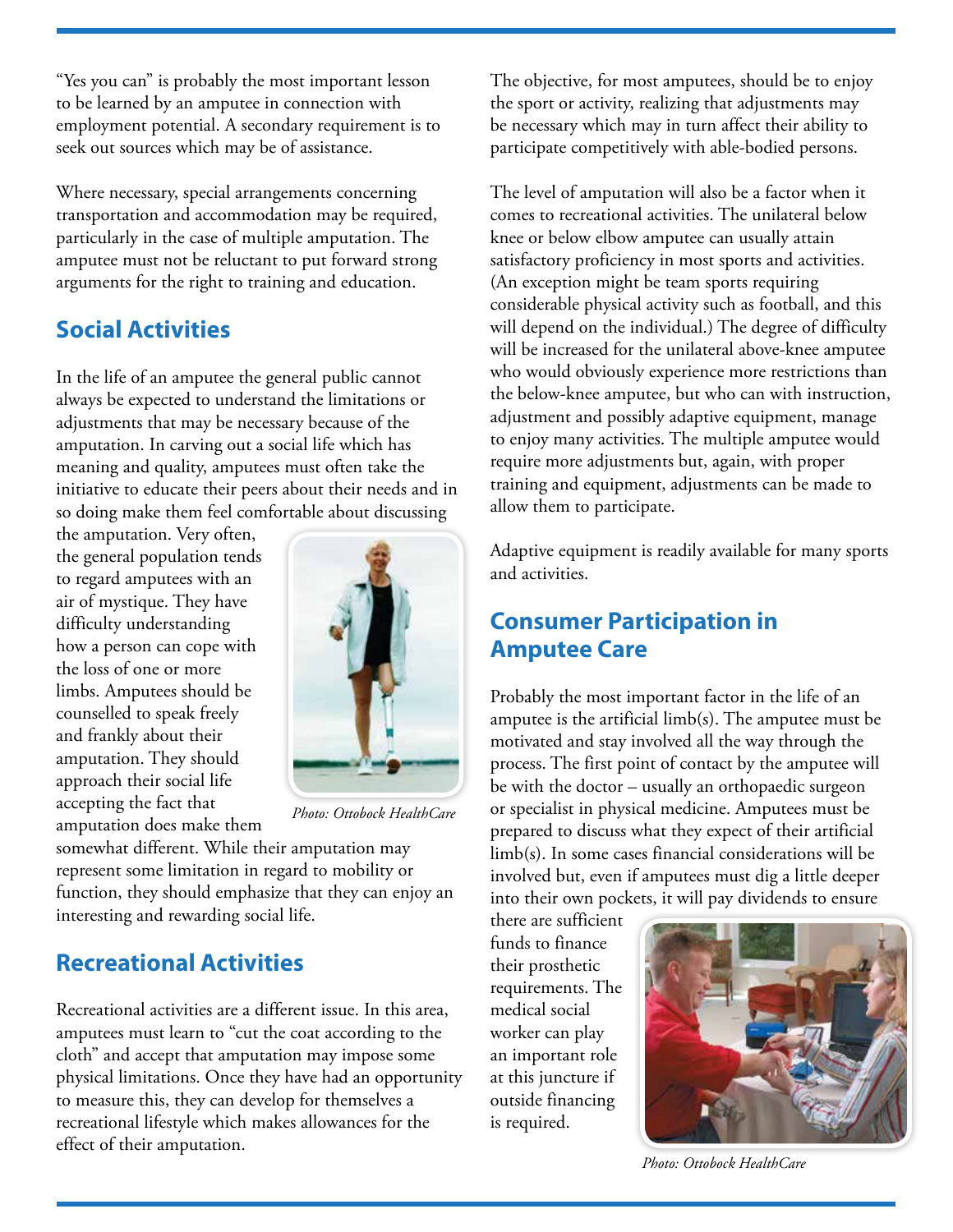"Yes you can" is probably the most important lesson to be learned by an amputee in connection with employment potential. A secondary requirement is to seek out sources which may be of assistance.

Where necessary, special arrangements concerning transportation and accommodation may be required, particularly in the case of multiple amputation. The amputee must not be reluctant to put forward strong arguments for the right to training and education.

## Social Activities

In the life of an amputee the general public cannot always be expected to understand the limitations or adjustments that may be necessary because of the amputation. In carving out a social life which has meaning and quality, amputees must often take the initiative to educate their peers about their needs and in so doing make them feel comfortable about discussing the amputation. Very often, the general population tends to regard amputees with an air of mystique. They have difficulty understanding how a person can cope with the loss of one or more limbs. Amputees should be counselled to speak freely and frankly about their amputation. They should approach their social life accepting the fact that amputation does make them somewhat different. While their amputation may represent some limitation in regard to mobility or function, they should emphasize that they can enjoy an interesting and rewarding social life.

*Photo: Ottobock HealthCare*

## Recreational Activities

Recreational activities are a different issue. In this area, amputees must learn to "cut the coat according to the cloth" and accept that amputation may impose some physical limitations. Once they have had an opportunity to measure this, they can develop for themselves a recreational lifestyle which makes allowances for the effect of their amputation.

The objective, for most amputees, should be to enjoy the sport or activity, realizing that adjustments may be necessary which may in turn affect their ability to participate competitively with able-bodied persons.

The level of amputation will also be a factor when it comes to recreational activities. The unilateral below knee or below elbow amputee can usually attain satisfactory proficiency in most sports and activities. (An exception might be team sports requiring considerable physical activity such as football, and this will depend on the individual.) The degree of difficulty will be increased for the unilateral above-knee amputee who would obviously experience more restrictions than the below-knee amputee, but who can with instruction, adjustment and possibly adaptive equipment, manage to enjoy many activities. The multiple amputee would require more adjustments but, again, with proper training and equipment, adjustments can be made to allow them to participate.

Adaptive equipment is readily available for many sports and activities.

## Consumer Participation in Amputee Care

Probably the most important factor in the life of an amputee is the artificial limb(s). The amputee must be motivated and stay involved all the way through the process. The first point of contact by the amputee will be with the doctor – usually an orthopaedic surgeon or specialist in physical medicine. Amputees must be prepared to discuss what they expect of their artificial limb(s). In some cases financial considerations will be involved but, even if amputees must dig a little deeper into their own pockets, it will pay dividends to ensure there are sufficient funds to finance their prosthetic requirements. The medical social worker can play an important role at this juncture if outside financing is required.

*Photo: Ottobock HealthCare*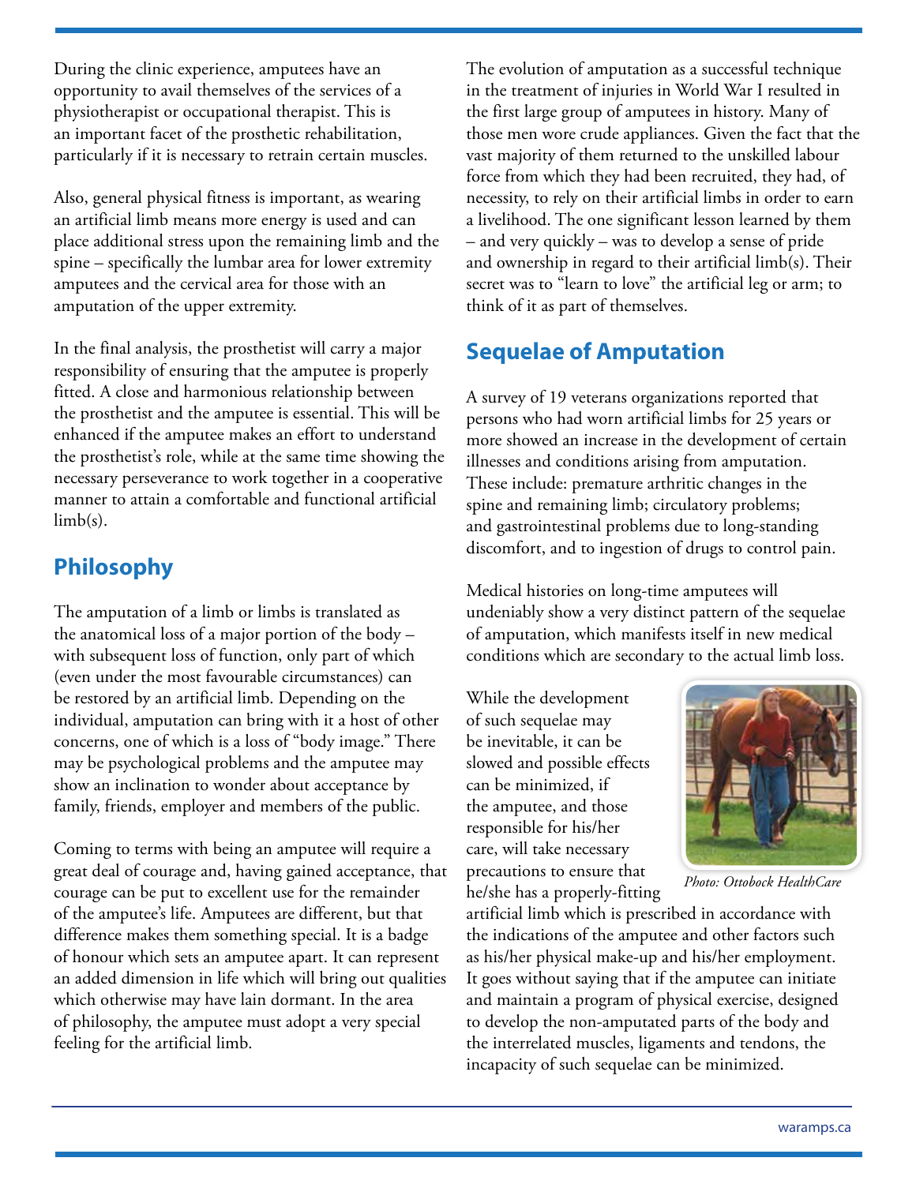During the clinic experience, amputees have an opportunity to avail themselves of the services of a physiotherapist or occupational therapist. This is an important facet of the prosthetic rehabilitation, particularly if it is necessary to retrain certain muscles.

Also, general physical fitness is important, as wearing an artificial limb means more energy is used and can place additional stress upon the remaining limb and the spine – specifically the lumbar area for lower extremity amputees and the cervical area for those with an amputation of the upper extremity.

In the final analysis, the prosthetist will carry a major responsibility of ensuring that the amputee is properly fitted. A close and harmonious relationship between the prosthetist and the amputee is essential. This will be enhanced if the amputee makes an effort to understand the prosthetist's role, while at the same time showing the necessary perseverance to work together in a cooperative manner to attain a comfortable and functional artificial limb(s).

## Philosophy

The amputation of a limb or limbs is translated as the anatomical loss of a major portion of the body – with subsequent loss of function, only part of which (even under the most favourable circumstances) can be restored by an artificial limb. Depending on the individual, amputation can bring with it a host of other concerns, one of which is a loss of "body image." There may be psychological problems and the amputee may show an inclination to wonder about acceptance by family, friends, employer and members of the public.

Coming to terms with being an amputee will require a great deal of courage and, having gained acceptance, that courage can be put to excellent use for the remainder of the amputee's life. Amputees are different, but that difference makes them something special. It is a badge of honour which sets an amputee apart. It can represent an added dimension in life which will bring out qualities which otherwise may have lain dormant. In the area of philosophy, the amputee must adopt a very special feeling for the artificial limb.

The evolution of amputation as a successful technique in the treatment of injuries in World War I resulted in the first large group of amputees in history. Many of those men wore crude appliances. Given the fact that the vast majority of them returned to the unskilled labour force from which they had been recruited, they had, of necessity, to rely on their artificial limbs in order to earn a livelihood. The one significant lesson learned by them – and very quickly – was to develop a sense of pride and ownership in regard to their artificial limb(s). Their secret was to "learn to love" the artificial leg or arm; to think of it as part of themselves.

## Sequelae of Amputation

A survey of 19 veterans organizations reported that persons who had worn artificial limbs for 25 years or more showed an increase in the development of certain illnesses and conditions arising from amputation. These include: premature arthritic changes in the spine and remaining limb; circulatory problems; and gastrointestinal problems due to long-standing discomfort, and to ingestion of drugs to control pain.

Medical histories on long-time amputees will undeniably show a very distinct pattern of the sequelae of amputation, which manifests itself in new medical conditions which are secondary to the actual limb loss.

*Photo: Ottobock HealthCare*

While the development of such sequelae may be inevitable, it can be slowed and possible effects can be minimized, if the amputee, and those responsible for his/her care, will take necessary precautions to ensure that he/she has a properly-fitting artificial limb which is prescribed in accordance with the indications of the amputee and other factors such as his/her physical make-up and his/her employment. It goes without saying that if the amputee can initiate and maintain a program of physical exercise, designed to develop the non-amputated parts of the body and the interrelated muscles, ligaments and tendons, the incapacity of such sequelae can be minimized.